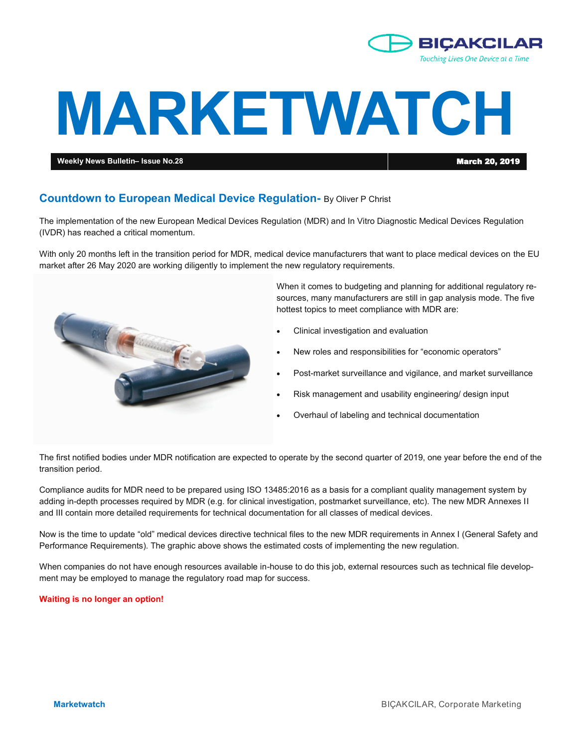# MARKETWATCH

**Weekly News Bulletin– Issue No.28** **March 20, 2019**

## Countdown to European Medical Device Regulation- By Oliver P Christ

The implementation of the new European Medical Devices Regulation (MDR) and In Vitro Diagnostic Medical Devices Regulation (IVDR) has reached a critical momentum.

With only 20 months left in the transition period for MDR, medical device manufacturers that want to place medical devices on the EU market after 26 May 2020 are working diligently to implement the new regulatory requirements.

When it comes to budgeting and planning for additional regulatory resources, many manufacturers are still in gap analysis mode. The five hottest topics to meet compliance with MDR are:

- Clinical investigation and evaluation
- New roles and responsibilities for "economic operators"
- Post-market surveillance and vigilance, and market surveillance
- Risk management and usability engineering/ design input
- Overhaul of labeling and technical documentation

The first notified bodies under MDR notification are expected to operate by the second quarter of 2019, one year before the end of the transition period.

Compliance audits for MDR need to be prepared using ISO 13485:2016 as a basis for a compliant quality management system by adding in-depth processes required by MDR (e.g. for clinical investigation, postmarket surveillance, etc). The new MDR Annexes II and III contain more detailed requirements for technical documentation for all classes of medical devices.

Now is the time to update "old" medical devices directive technical files to the new MDR requirements in Annex I (General Safety and Performance Requirements). The graphic above shows the estimated costs of implementing the new regulation.

When companies do not have enough resources available in-house to do this job, external resources such as technical file development may be employed to manage the regulatory road map for success.

**Waiting is no longer an option!**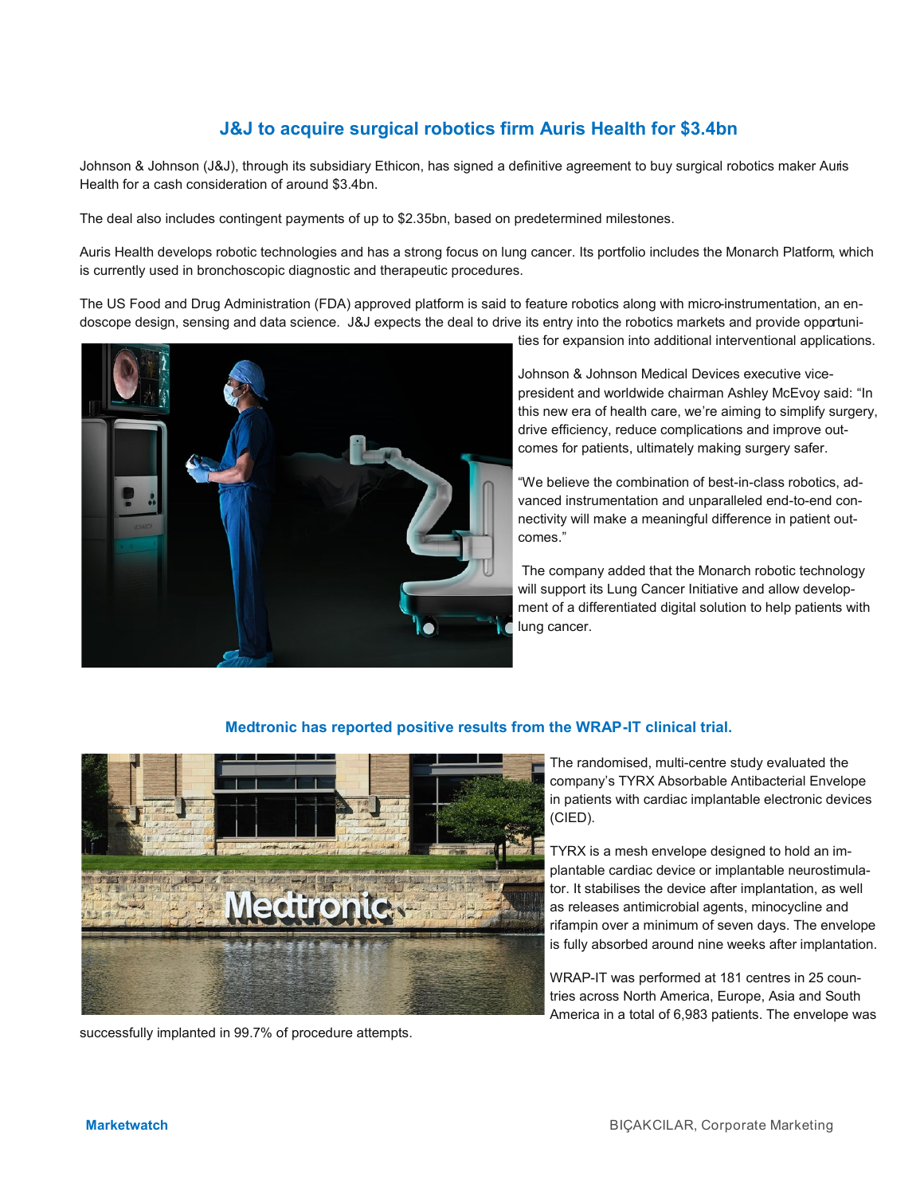## J&J to acquire surgical robotics firm Auris Health for $3.4bn

Johnson & Johnson (J&J), through its subsidiary Ethicon, has signed a definitive agreement to buy surgical robotics maker Auris Health for a cash consideration of around $3.4bn.

The deal also includes contingent payments of up to $2.35bn, based on predetermined milestones.

Auris Health develops robotic technologies and has a strong focus on lung cancer. Its portfolio includes the Monarch Platform, which is currently used in bronchoscopic diagnostic and therapeutic procedures.

The US Food and Drug Administration (FDA) approved platform is said to feature robotics along with micro-instrumentation, an endoscope design, sensing and data science. J&J expects the deal to drive its entry into the robotics markets and provide opportunities for expansion into additional interventional applications.

Johnson & Johnson Medical Devices executive vice-president and worldwide chairman Ashley McEvoy said: "In this new era of health care, we're aiming to simplify surgery, drive efficiency, reduce complications and improve outcomes for patients, ultimately making surgery safer.

"We believe the combination of best-in-class robotics, advanced instrumentation and unparalleled end-to-end connectivity will make a meaningful difference in patient outcomes."

The company added that the Monarch robotic technology will support its Lung Cancer Initiative and allow development of a differentiated digital solution to help patients with lung cancer.

## Medtronic has reported positive results from the WRAP-IT clinical trial.

The randomised, multi-centre study evaluated the company's TYRX Absorbable Antibacterial Envelope in patients with cardiac implantable electronic devices (CIED).

TYRX is a mesh envelope designed to hold an implantable cardiac device or implantable neurostimulator. It stabilises the device after implantation, as well as releases antimicrobial agents, minocycline and rifampin over a minimum of seven days. The envelope is fully absorbed around nine weeks after implantation.

WRAP-IT was performed at 181 centres in 25 countries across North America, Europe, Asia and South America in a total of 6,983 patients. The envelope was successfully implanted in 99.7% of procedure attempts.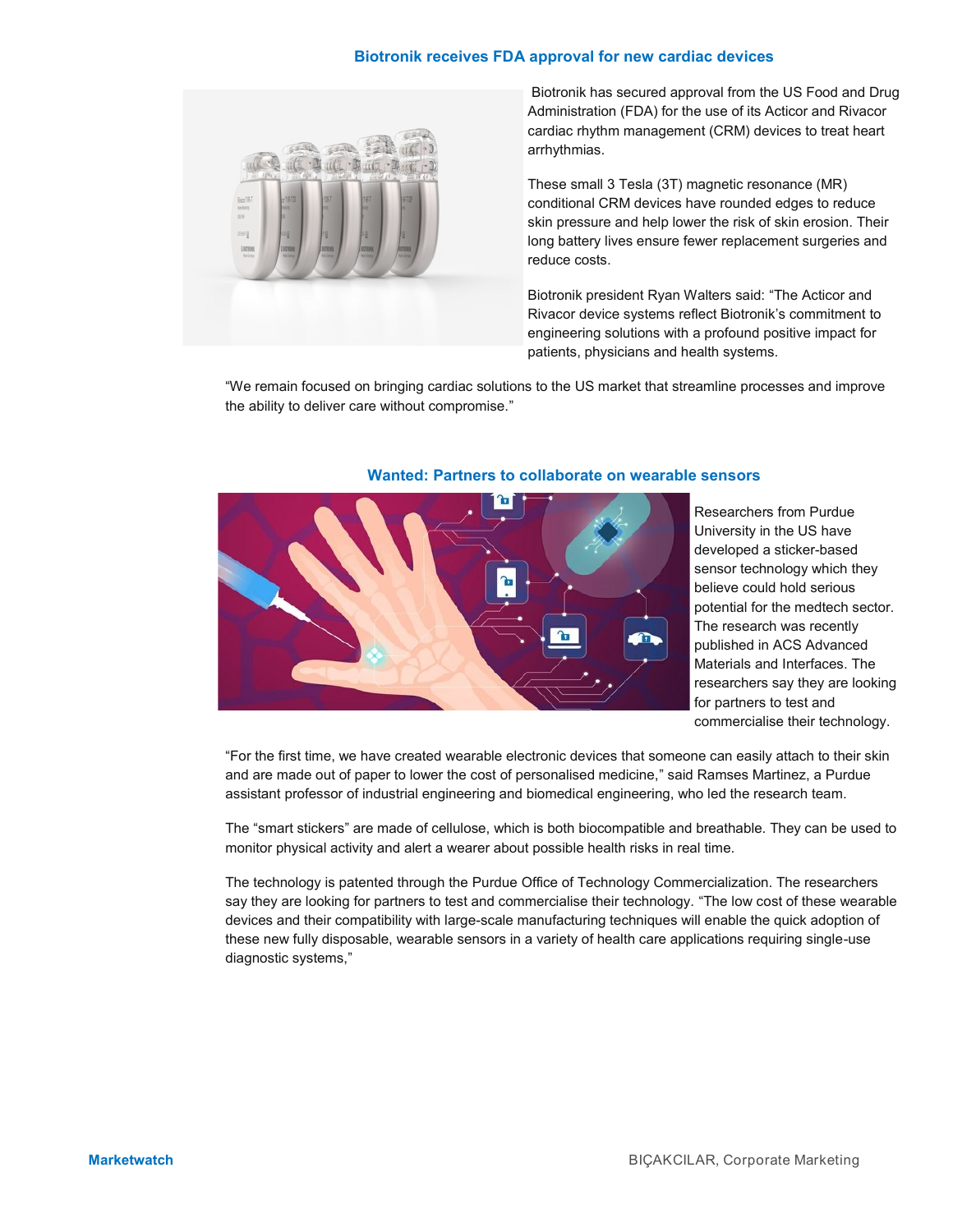## Biotronik receives FDA approval for new cardiac devices

Biotronik has secured approval from the US Food and Drug Administration (FDA) for the use of its Acticor and Rivacor cardiac rhythm management (CRM) devices to treat heart arrhythmias.

These small 3 Tesla (3T) magnetic resonance (MR) conditional CRM devices have rounded edges to reduce skin pressure and help lower the risk of skin erosion. Their long battery lives ensure fewer replacement surgeries and reduce costs.

Biotronik president Ryan Walters said: "The Acticor and Rivacor device systems reflect Biotronik's commitment to engineering solutions with a profound positive impact for patients, physicians and health systems.

"We remain focused on bringing cardiac solutions to the US market that streamline processes and improve the ability to deliver care without compromise."

## Wanted: Partners to collaborate on wearable sensors

Researchers from Purdue University in the US have developed a sticker-based sensor technology which they believe could hold serious potential for the medtech sector. The research was recently published in ACS Advanced Materials and Interfaces. The researchers say they are looking for partners to test and commercialise their technology.

"For the first time, we have created wearable electronic devices that someone can easily attach to their skin and are made out of paper to lower the cost of personalised medicine," said Ramses Martinez, a Purdue assistant professor of industrial engineering and biomedical engineering, who led the research team.

The "smart stickers" are made of cellulose, which is both biocompatible and breathable. They can be used to monitor physical activity and alert a wearer about possible health risks in real time.

The technology is patented through the Purdue Office of Technology Commercialization. The researchers say they are looking for partners to test and commercialise their technology. "The low cost of these wearable devices and their compatibility with large-scale manufacturing techniques will enable the quick adoption of these new fully disposable, wearable sensors in a variety of health care applications requiring single-use diagnostic systems,"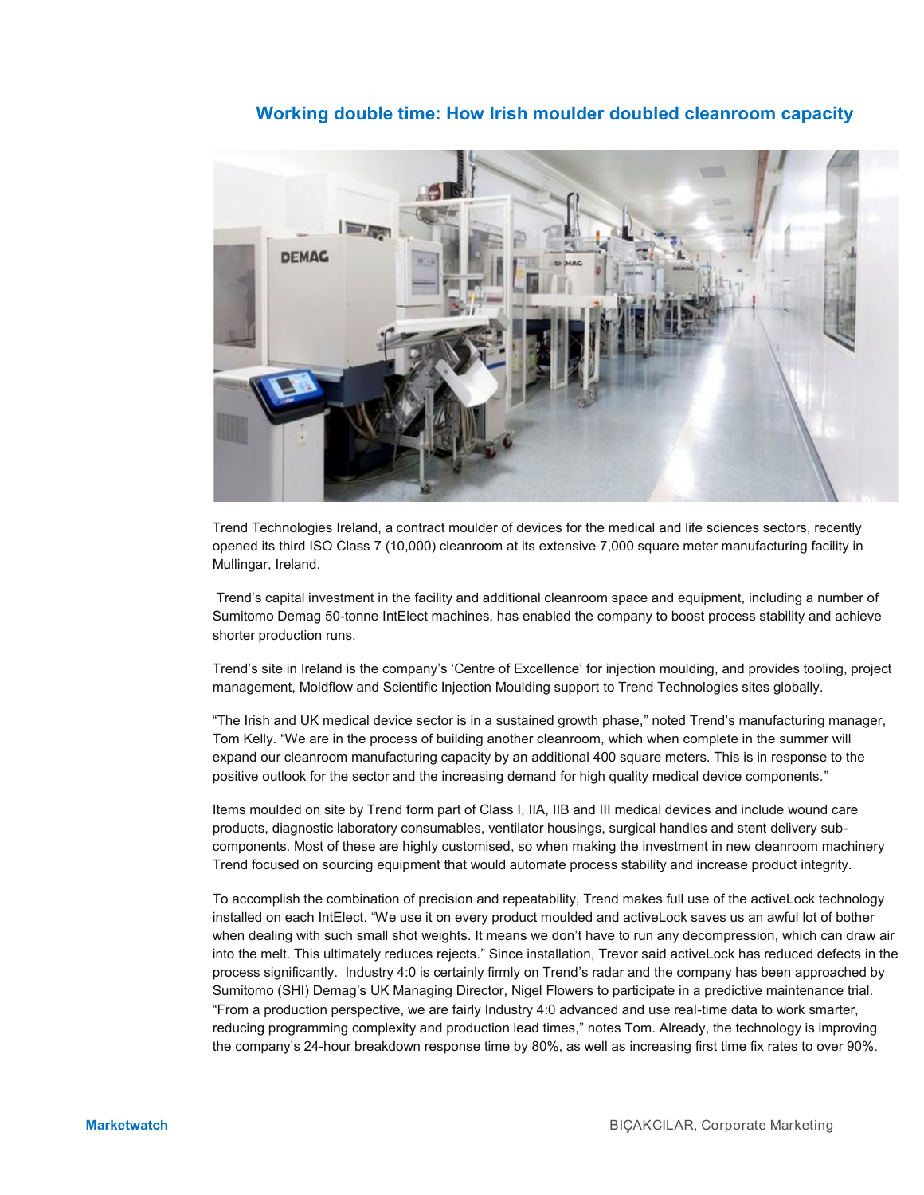# Working double time: How Irish moulder doubled cleanroom capacity

Trend Technologies Ireland, a contract moulder of devices for the medical and life sciences sectors, recently opened its third ISO Class 7 (10,000) cleanroom at its extensive 7,000 square meter manufacturing facility in Mullingar, Ireland.

Trend's capital investment in the facility and additional cleanroom space and equipment, including a number of Sumitomo Demag 50-tonne IntElect machines, has enabled the company to boost process stability and achieve shorter production runs.

Trend's site in Ireland is the company's 'Centre of Excellence' for injection moulding, and provides tooling, project management, Moldflow and Scientific Injection Moulding support to Trend Technologies sites globally.

"The Irish and UK medical device sector is in a sustained growth phase," noted Trend's manufacturing manager, Tom Kelly. "We are in the process of building another cleanroom, which when complete in the summer will expand our cleanroom manufacturing capacity by an additional 400 square meters. This is in response to the positive outlook for the sector and the increasing demand for high quality medical device components."

Items moulded on site by Trend form part of Class I, IIA, IIB and III medical devices and include wound care products, diagnostic laboratory consumables, ventilator housings, surgical handles and stent delivery sub-components. Most of these are highly customised, so when making the investment in new cleanroom machinery Trend focused on sourcing equipment that would automate process stability and increase product integrity.

To accomplish the combination of precision and repeatability, Trend makes full use of the activeLock technology installed on each IntElect. "We use it on every product moulded and activeLock saves us an awful lot of bother when dealing with such small shot weights. It means we don't have to run any decompression, which can draw air into the melt. This ultimately reduces rejects." Since installation, Trevor said activeLock has reduced defects in the process significantly. Industry 4:0 is certainly firmly on Trend's radar and the company has been approached by Sumitomo (SHI) Demag's UK Managing Director, Nigel Flowers to participate in a predictive maintenance trial. "From a production perspective, we are fairly Industry 4:0 advanced and use real-time data to work smarter, reducing programming complexity and production lead times," notes Tom. Already, the technology is improving the company's 24-hour breakdown response time by 80%, as well as increasing first time fix rates to over 90%.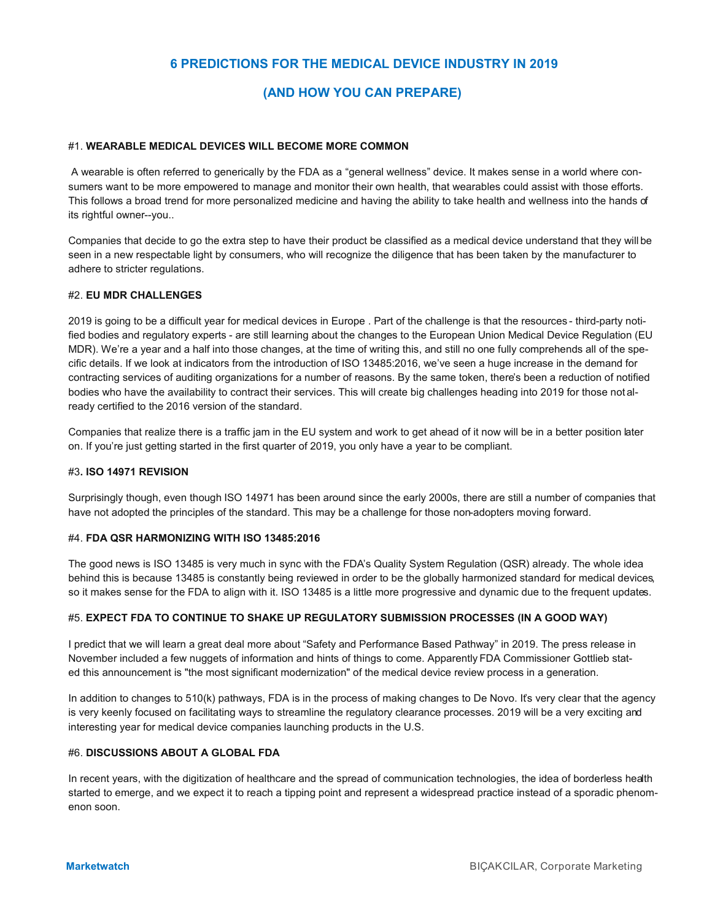# 6 PREDICTIONS FOR THE MEDICAL DEVICE INDUSTRY IN 2019

# (AND HOW YOU CAN PREPARE)

#1. **WEARABLE MEDICAL DEVICES WILL BECOME MORE COMMON**

A wearable is often referred to generically by the FDA as a "general wellness" device. It makes sense in a world where consumers want to be more empowered to manage and monitor their own health, that wearables could assist with those efforts. This follows a broad trend for more personalized medicine and having the ability to take health and wellness into the hands of its rightful owner--you..

Companies that decide to go the extra step to have their product be classified as a medical device understand that they will be seen in a new respectable light by consumers, who will recognize the diligence that has been taken by the manufacturer to adhere to stricter regulations.

#2. **EU MDR CHALLENGES**

2019 is going to be a difficult year for medical devices in Europe . Part of the challenge is that the resources - third-party notified bodies and regulatory experts - are still learning about the changes to the European Union Medical Device Regulation (EU MDR). We're a year and a half into those changes, at the time of writing this, and still no one fully comprehends all of the specific details. If we look at indicators from the introduction of ISO 13485:2016, we've seen a huge increase in the demand for contracting services of auditing organizations for a number of reasons. By the same token, there's been a reduction of notified bodies who have the availability to contract their services. This will create big challenges heading into 2019 for those not already certified to the 2016 version of the standard.

Companies that realize there is a traffic jam in the EU system and work to get ahead of it now will be in a better position later on. If you're just getting started in the first quarter of 2019, you only have a year to be compliant.

#3**. ISO 14971 REVISION**

Surprisingly though, even though ISO 14971 has been around since the early 2000s, there are still a number of companies that have not adopted the principles of the standard. This may be a challenge for those non-adopters moving forward.

#4. **FDA QSR HARMONIZING WITH ISO 13485:2016**

The good news is ISO 13485 is very much in sync with the FDA's Quality System Regulation (QSR) already. The whole idea behind this is because 13485 is constantly being reviewed in order to be the globally harmonized standard for medical devices, so it makes sense for the FDA to align with it. ISO 13485 is a little more progressive and dynamic due to the frequent updates.

#5. **EXPECT FDA TO CONTINUE TO SHAKE UP REGULATORY SUBMISSION PROCESSES (IN A GOOD WAY)**

I predict that we will learn a great deal more about "Safety and Performance Based Pathway" in 2019. The press release in November included a few nuggets of information and hints of things to come. Apparently FDA Commissioner Gottlieb stated this announcement is "the most significant modernization" of the medical device review process in a generation.

In addition to changes to 510(k) pathways, FDA is in the process of making changes to De Novo. It's very clear that the agency is very keenly focused on facilitating ways to streamline the regulatory clearance processes. 2019 will be a very exciting and interesting year for medical device companies launching products in the U.S.

#6. **DISCUSSIONS ABOUT A GLOBAL FDA**

In recent years, with the digitization of healthcare and the spread of communication technologies, the idea of borderless health started to emerge, and we expect it to reach a tipping point and represent a widespread practice instead of a sporadic phenomenon soon.